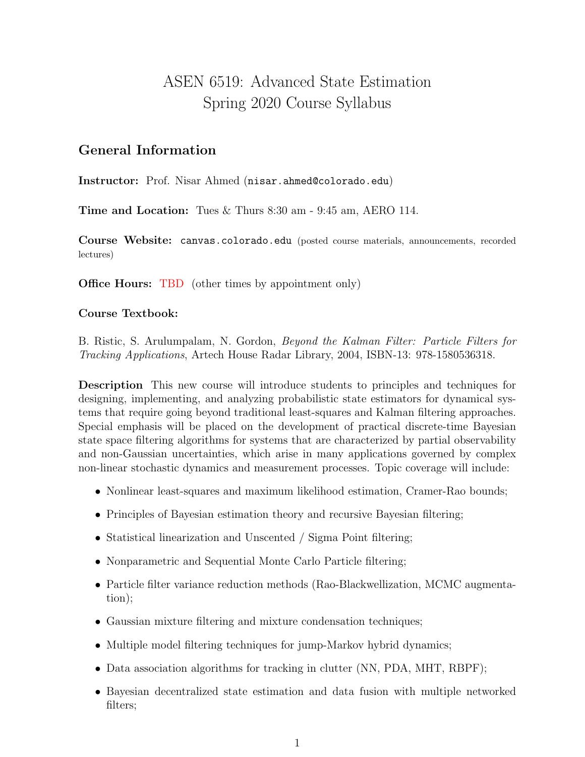# ASEN 6519: Advanced State Estimation
# Spring 2020 Course Syllabus

## General Information

**Instructor:** Prof. Nisar Ahmed (`nisar.ahmed@colorado.edu`)

**Time and Location:** Tues & Thurs 8:30 am - 9:45 am, AERO 114.

**Course Website:** `canvas.colorado.edu` (posted course materials, announcements, recorded lectures)

**Office Hours:** TBD (other times by appointment only)

**Course Textbook:**

B. Ristic, S. Arulumpalam, N. Gordon, *Beyond the Kalman Filter: Particle Filters for Tracking Applications*, Artech House Radar Library, 2004, ISBN-13: 978-1580536318.

**Description** This new course will introduce students to principles and techniques for designing, implementing, and analyzing probabilistic state estimators for dynamical systems that require going beyond traditional least-squares and Kalman filtering approaches. Special emphasis will be placed on the development of practical discrete-time Bayesian state space filtering algorithms for systems that are characterized by partial observability and non-Gaussian uncertainties, which arise in many applications governed by complex non-linear stochastic dynamics and measurement processes. Topic coverage will include:

- Nonlinear least-squares and maximum likelihood estimation, Cramer-Rao bounds;
- Principles of Bayesian estimation theory and recursive Bayesian filtering;
- Statistical linearization and Unscented / Sigma Point filtering;
- Nonparametric and Sequential Monte Carlo Particle filtering;
- Particle filter variance reduction methods (Rao-Blackwellization, MCMC augmentation);
- Gaussian mixture filtering and mixture condensation techniques;
- Multiple model filtering techniques for jump-Markov hybrid dynamics;
- Data association algorithms for tracking in clutter (NN, PDA, MHT, RBPF);
- Bayesian decentralized state estimation and data fusion with multiple networked filters;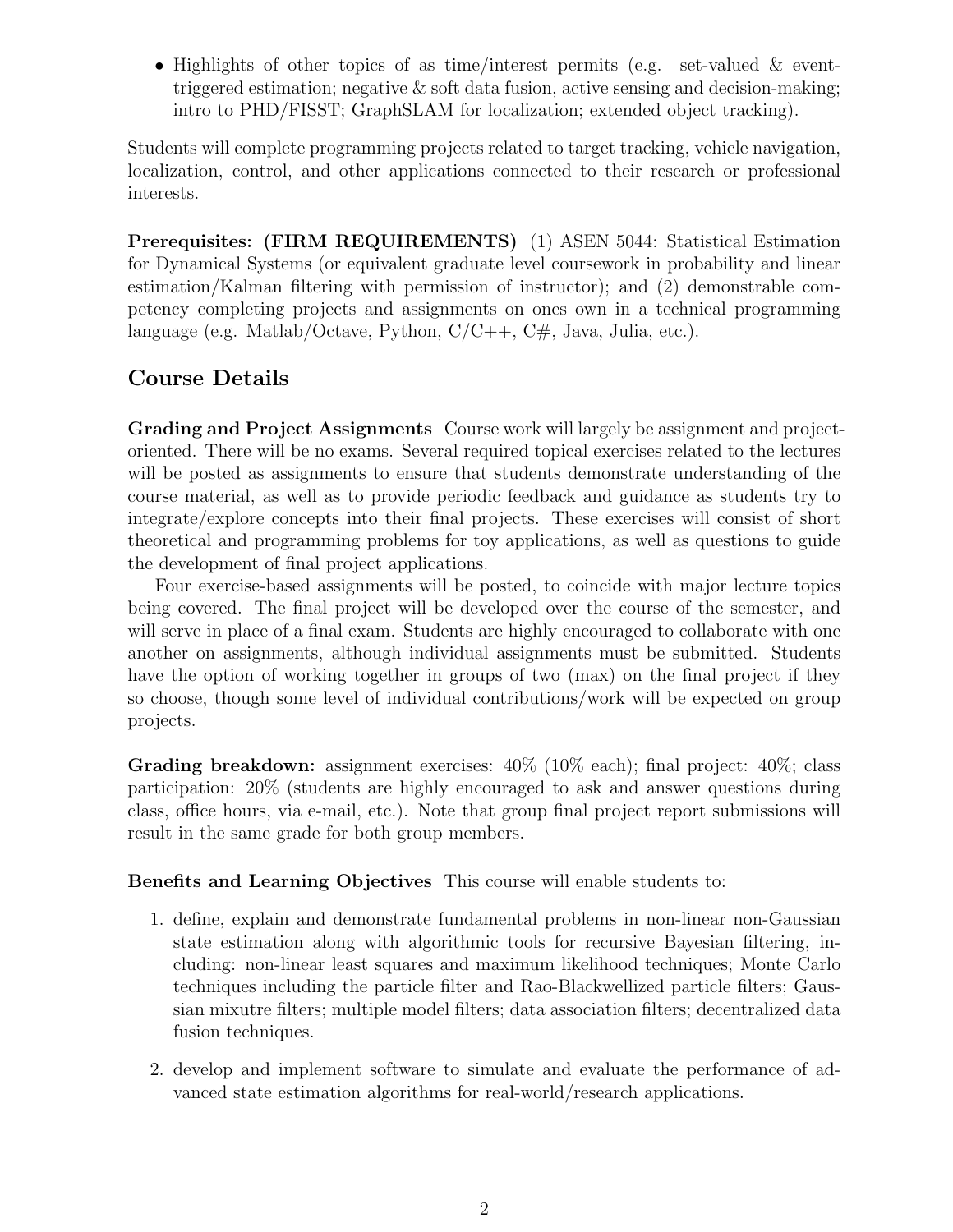- Highlights of other topics of as time/interest permits (e.g. set-valued & event-triggered estimation; negative & soft data fusion, active sensing and decision-making; intro to PHD/FISST; GraphSLAM for localization; extended object tracking).

Students will complete programming projects related to target tracking, vehicle navigation, localization, control, and other applications connected to their research or professional interests.

**Prerequisites: (FIRM REQUIREMENTS)** (1) ASEN 5044: Statistical Estimation for Dynamical Systems (or equivalent graduate level coursework in probability and linear estimation/Kalman filtering with permission of instructor); and (2) demonstrable competency completing projects and assignments on ones own in a technical programming language (e.g. Matlab/Octave, Python, C/C++, C#, Java, Julia, etc.).

## Course Details

**Grading and Project Assignments** Course work will largely be assignment and project-oriented. There will be no exams. Several required topical exercises related to the lectures will be posted as assignments to ensure that students demonstrate understanding of the course material, as well as to provide periodic feedback and guidance as students try to integrate/explore concepts into their final projects. These exercises will consist of short theoretical and programming problems for toy applications, as well as questions to guide the development of final project applications.

Four exercise-based assignments will be posted, to coincide with major lecture topics being covered. The final project will be developed over the course of the semester, and will serve in place of a final exam. Students are highly encouraged to collaborate with one another on assignments, although individual assignments must be submitted. Students have the option of working together in groups of two (max) on the final project if they so choose, though some level of individual contributions/work will be expected on group projects.

**Grading breakdown:** assignment exercises: 40% (10% each); final project: 40%; class participation: 20% (students are highly encouraged to ask and answer questions during class, office hours, via e-mail, etc.). Note that group final project report submissions will result in the same grade for both group members.

**Benefits and Learning Objectives** This course will enable students to:

1. define, explain and demonstrate fundamental problems in non-linear non-Gaussian state estimation along with algorithmic tools for recursive Bayesian filtering, including: non-linear least squares and maximum likelihood techniques; Monte Carlo techniques including the particle filter and Rao-Blackwellized particle filters; Gaussian mixutre filters; multiple model filters; data association filters; decentralized data fusion techniques.

2. develop and implement software to simulate and evaluate the performance of advanced state estimation algorithms for real-world/research applications.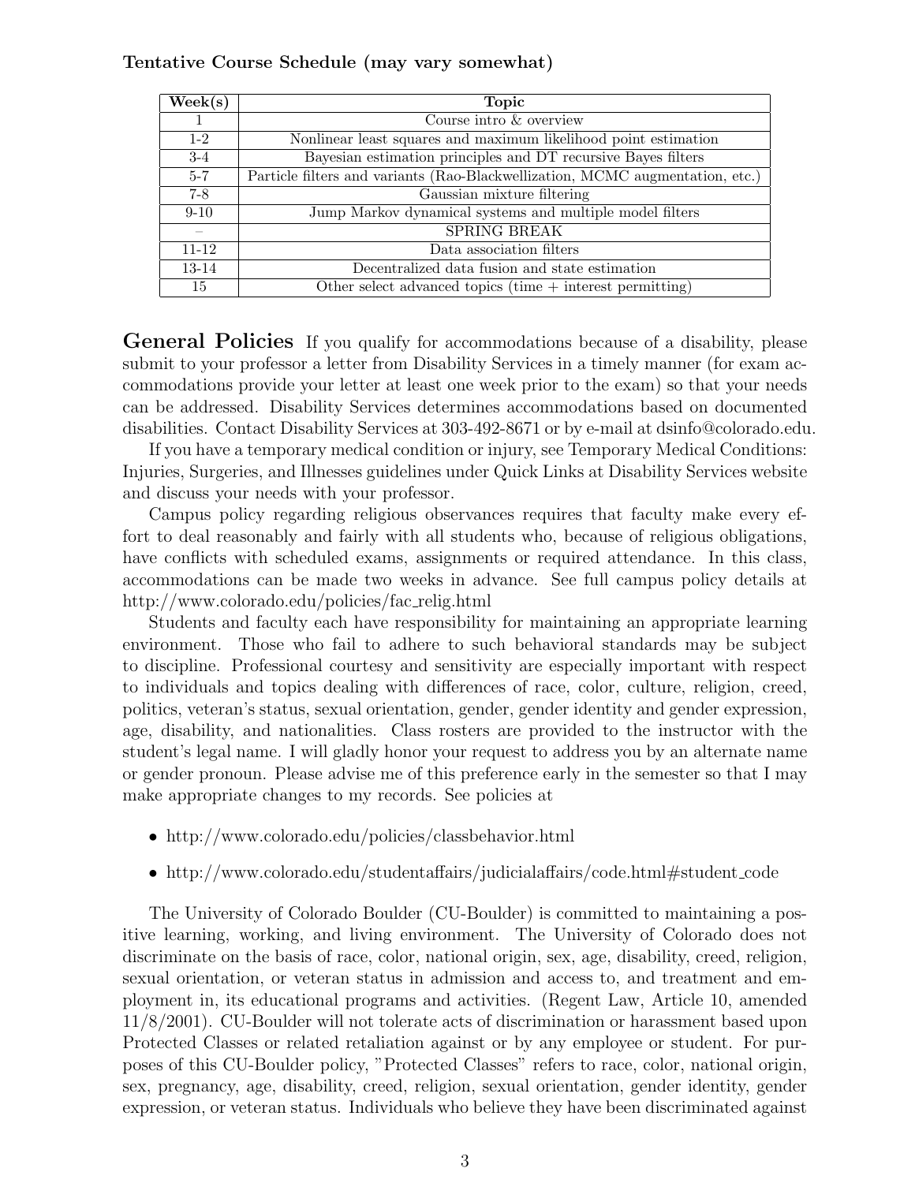**Tentative Course Schedule (may vary somewhat)**

| Week(s) | Topic |
|---|---|
| 1 | Course intro & overview |
| 1-2 | Nonlinear least squares and maximum likelihood point estimation |
| 3-4 | Bayesian estimation principles and DT recursive Bayes filters |
| 5-7 | Particle filters and variants (Rao-Blackwellization, MCMC augmentation, etc.) |
| 7-8 | Gaussian mixture filtering |
| 9-10 | Jump Markov dynamical systems and multiple model filters |
| – | SPRING BREAK |
| 11-12 | Data association filters |
| 13-14 | Decentralized data fusion and state estimation |
| 15 | Other select advanced topics (time + interest permitting) |

## General Policies

If you qualify for accommodations because of a disability, please submit to your professor a letter from Disability Services in a timely manner (for exam accommodations provide your letter at least one week prior to the exam) so that your needs can be addressed. Disability Services determines accommodations based on documented disabilities. Contact Disability Services at 303-492-8671 or by e-mail at dsinfo@colorado.edu.

If you have a temporary medical condition or injury, see Temporary Medical Conditions: Injuries, Surgeries, and Illnesses guidelines under Quick Links at Disability Services website and discuss your needs with your professor.

Campus policy regarding religious observances requires that faculty make every effort to deal reasonably and fairly with all students who, because of religious obligations, have conflicts with scheduled exams, assignments or required attendance. In this class, accommodations can be made two weeks in advance. See full campus policy details at http://www.colorado.edu/policies/fac_relig.html

Students and faculty each have responsibility for maintaining an appropriate learning environment. Those who fail to adhere to such behavioral standards may be subject to discipline. Professional courtesy and sensitivity are especially important with respect to individuals and topics dealing with differences of race, color, culture, religion, creed, politics, veteran's status, sexual orientation, gender, gender identity and gender expression, age, disability, and nationalities. Class rosters are provided to the instructor with the student's legal name. I will gladly honor your request to address you by an alternate name or gender pronoun. Please advise me of this preference early in the semester so that I may make appropriate changes to my records. See policies at

- http://www.colorado.edu/policies/classbehavior.html
- http://www.colorado.edu/studentaffairs/judicialaffairs/code.html#student_code

The University of Colorado Boulder (CU-Boulder) is committed to maintaining a positive learning, working, and living environment. The University of Colorado does not discriminate on the basis of race, color, national origin, sex, age, disability, creed, religion, sexual orientation, or veteran status in admission and access to, and treatment and employment in, its educational programs and activities. (Regent Law, Article 10, amended 11/8/2001). CU-Boulder will not tolerate acts of discrimination or harassment based upon Protected Classes or related retaliation against or by any employee or student. For purposes of this CU-Boulder policy, "Protected Classes" refers to race, color, national origin, sex, pregnancy, age, disability, creed, religion, sexual orientation, gender identity, gender expression, or veteran status. Individuals who believe they have been discriminated against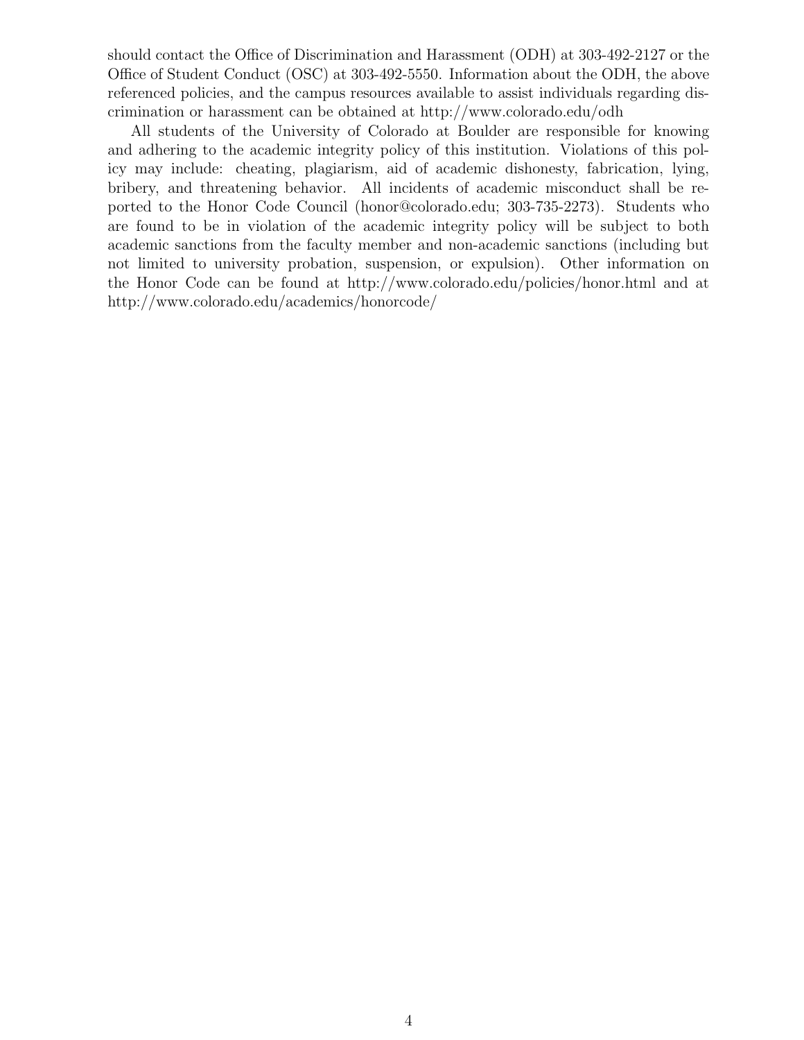should contact the Office of Discrimination and Harassment (ODH) at 303-492-2127 or the Office of Student Conduct (OSC) at 303-492-5550. Information about the ODH, the above referenced policies, and the campus resources available to assist individuals regarding discrimination or harassment can be obtained at http://www.colorado.edu/odh

All students of the University of Colorado at Boulder are responsible for knowing and adhering to the academic integrity policy of this institution. Violations of this policy may include: cheating, plagiarism, aid of academic dishonesty, fabrication, lying, bribery, and threatening behavior. All incidents of academic misconduct shall be reported to the Honor Code Council (honor@colorado.edu; 303-735-2273). Students who are found to be in violation of the academic integrity policy will be subject to both academic sanctions from the faculty member and non-academic sanctions (including but not limited to university probation, suspension, or expulsion). Other information on the Honor Code can be found at http://www.colorado.edu/policies/honor.html and at http://www.colorado.edu/academics/honorcode/